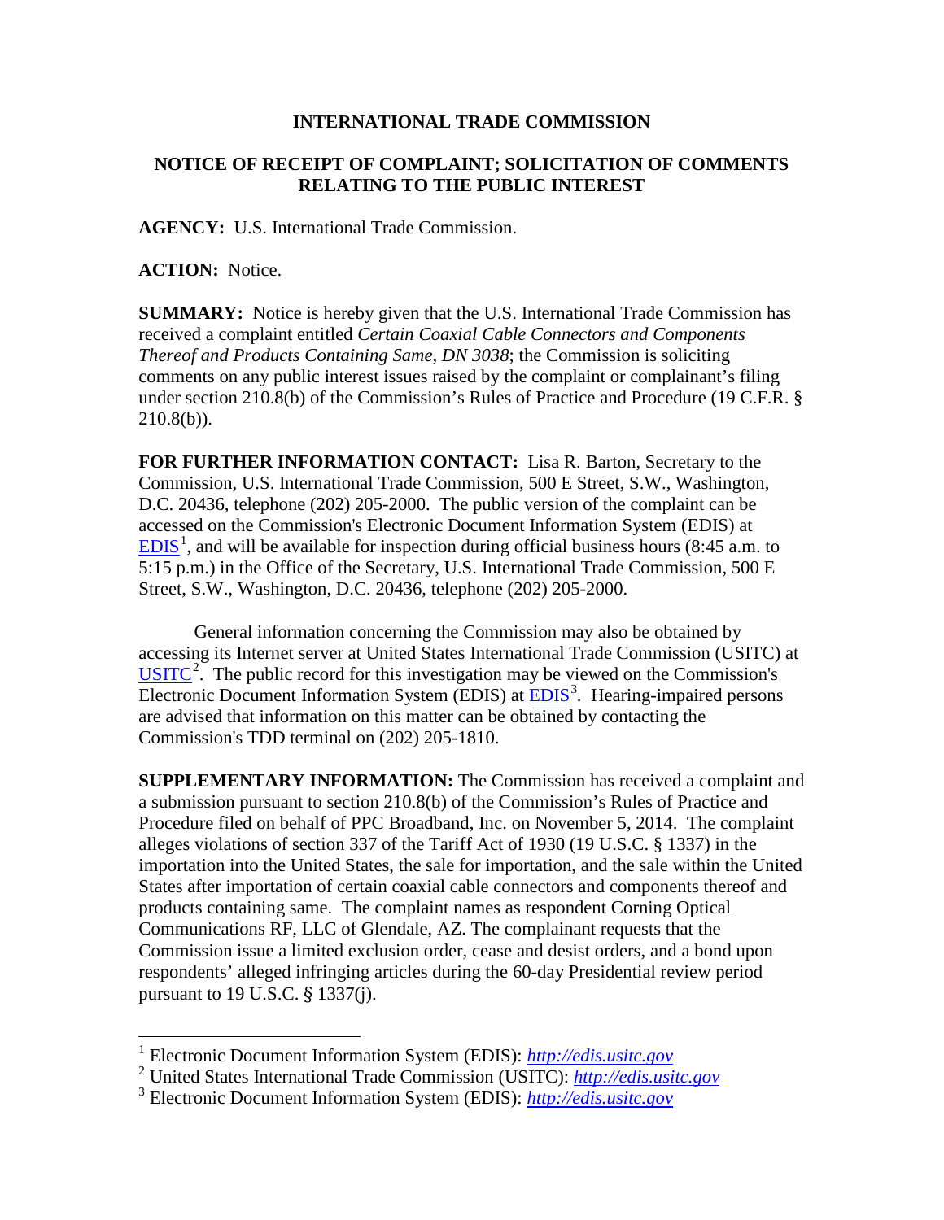**INTERNATIONAL TRADE COMMISSION**

**NOTICE OF RECEIPT OF COMPLAINT; SOLICITATION OF COMMENTS RELATING TO THE PUBLIC INTEREST**

**AGENCY:** U.S. International Trade Commission.

**ACTION:** Notice.

**SUMMARY:** Notice is hereby given that the U.S. International Trade Commission has received a complaint entitled *Certain Coaxial Cable Connectors and Components Thereof and Products Containing Same, DN 3038*; the Commission is soliciting comments on any public interest issues raised by the complaint or complainant's filing under section 210.8(b) of the Commission's Rules of Practice and Procedure (19 C.F.R. § 210.8(b)).

**FOR FURTHER INFORMATION CONTACT:** Lisa R. Barton, Secretary to the Commission, U.S. International Trade Commission, 500 E Street, S.W., Washington, D.C. 20436, telephone (202) 205-2000. The public version of the complaint can be accessed on the Commission's Electronic Document Information System (EDIS) at EDIS[1], and will be available for inspection during official business hours (8:45 a.m. to 5:15 p.m.) in the Office of the Secretary, U.S. International Trade Commission, 500 E Street, S.W., Washington, D.C. 20436, telephone (202) 205-2000.

General information concerning the Commission may also be obtained by accessing its Internet server at United States International Trade Commission (USITC) at USITC[2]. The public record for this investigation may be viewed on the Commission's Electronic Document Information System (EDIS) at EDIS[3]. Hearing-impaired persons are advised that information on this matter can be obtained by contacting the Commission's TDD terminal on (202) 205-1810.

**SUPPLEMENTARY INFORMATION:** The Commission has received a complaint and a submission pursuant to section 210.8(b) of the Commission's Rules of Practice and Procedure filed on behalf of PPC Broadband, Inc. on November 5, 2014. The complaint alleges violations of section 337 of the Tariff Act of 1930 (19 U.S.C. § 1337) in the importation into the United States, the sale for importation, and the sale within the United States after importation of certain coaxial cable connectors and components thereof and products containing same. The complaint names as respondent Corning Optical Communications RF, LLC of Glendale, AZ. The complainant requests that the Commission issue a limited exclusion order, cease and desist orders, and a bond upon respondents' alleged infringing articles during the 60-day Presidential review period pursuant to 19 U.S.C. § 1337(j).

---

[1] Electronic Document Information System (EDIS): *http://edis.usitc.gov*

[2] United States International Trade Commission (USITC): *http://edis.usitc.gov*

[3] Electronic Document Information System (EDIS): *http://edis.usitc.gov*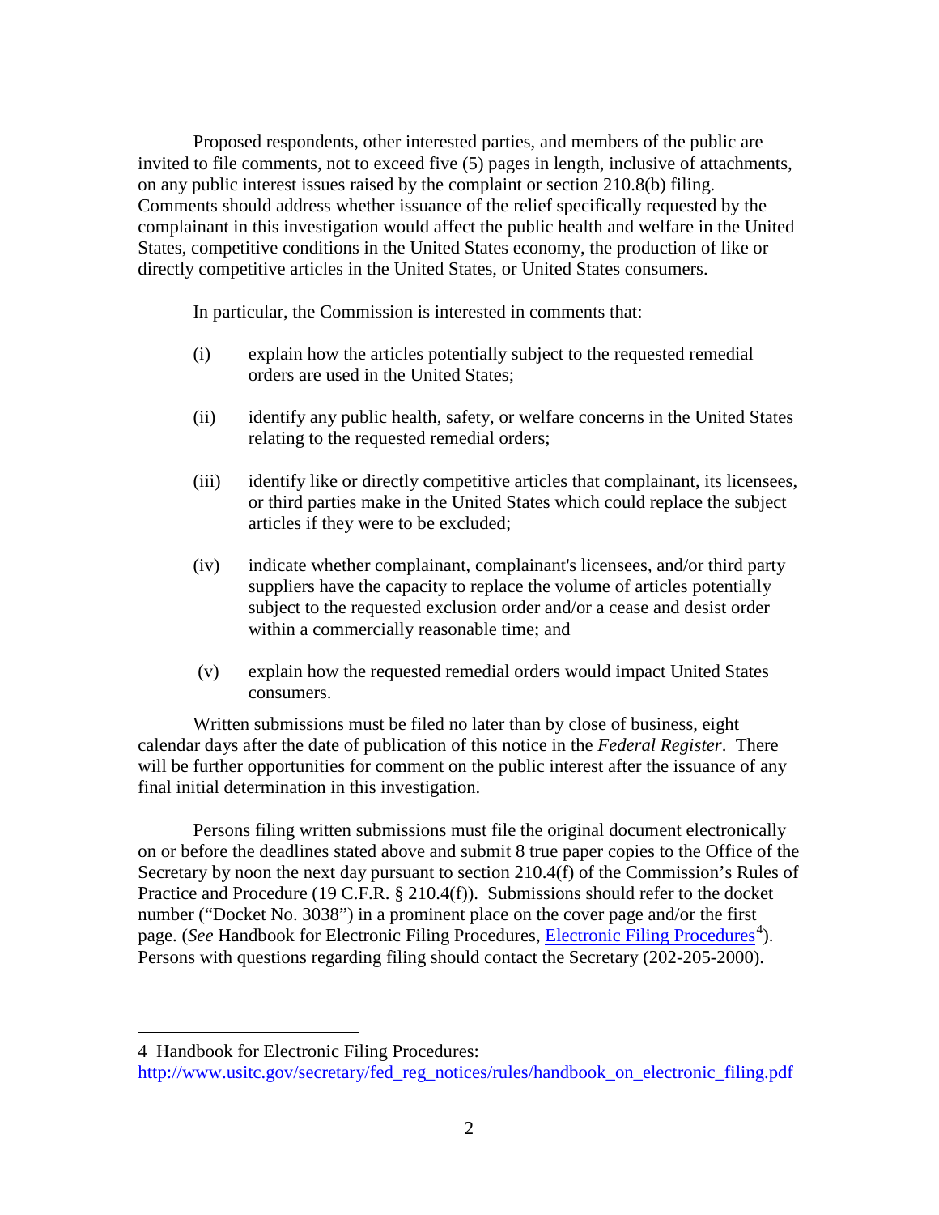Proposed respondents, other interested parties, and members of the public are invited to file comments, not to exceed five (5) pages in length, inclusive of attachments, on any public interest issues raised by the complaint or section 210.8(b) filing. Comments should address whether issuance of the relief specifically requested by the complainant in this investigation would affect the public health and welfare in the United States, competitive conditions in the United States economy, the production of like or directly competitive articles in the United States, or United States consumers.

In particular, the Commission is interested in comments that:

(i) explain how the articles potentially subject to the requested remedial orders are used in the United States;

(ii) identify any public health, safety, or welfare concerns in the United States relating to the requested remedial orders;

(iii) identify like or directly competitive articles that complainant, its licensees, or third parties make in the United States which could replace the subject articles if they were to be excluded;

(iv) indicate whether complainant, complainant's licensees, and/or third party suppliers have the capacity to replace the volume of articles potentially subject to the requested exclusion order and/or a cease and desist order within a commercially reasonable time; and

(v) explain how the requested remedial orders would impact United States consumers.

Written submissions must be filed no later than by close of business, eight calendar days after the date of publication of this notice in the *Federal Register*. There will be further opportunities for comment on the public interest after the issuance of any final initial determination in this investigation.

Persons filing written submissions must file the original document electronically on or before the deadlines stated above and submit 8 true paper copies to the Office of the Secretary by noon the next day pursuant to section 210.4(f) of the Commission's Rules of Practice and Procedure (19 C.F.R. § 210.4(f)). Submissions should refer to the docket number ("Docket No. 3038") in a prominent place on the cover page and/or the first page. (*See* Handbook for Electronic Filing Procedures, Electronic Filing Procedures[4]). Persons with questions regarding filing should contact the Secretary (202-205-2000).

---

4 Handbook for Electronic Filing Procedures: http://www.usitc.gov/secretary/fed_reg_notices/rules/handbook_on_electronic_filing.pdf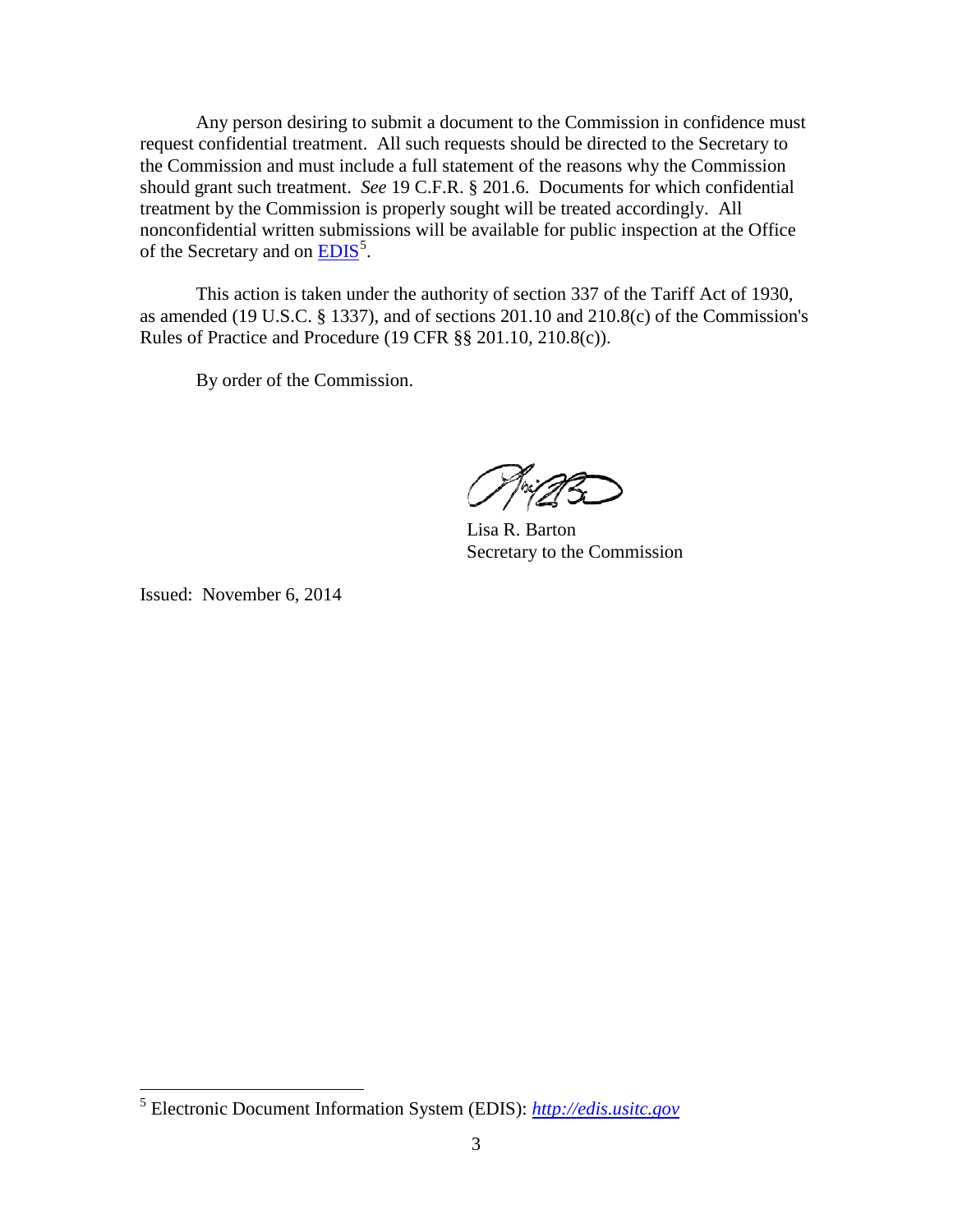Any person desiring to submit a document to the Commission in confidence must request confidential treatment. All such requests should be directed to the Secretary to the Commission and must include a full statement of the reasons why the Commission should grant such treatment. *See* 19 C.F.R. § 201.6. Documents for which confidential treatment by the Commission is properly sought will be treated accordingly. All nonconfidential written submissions will be available for public inspection at the Office of the Secretary and on EDIS[5].

This action is taken under the authority of section 337 of the Tariff Act of 1930, as amended (19 U.S.C. § 1337), and of sections 201.10 and 210.8(c) of the Commission's Rules of Practice and Procedure (19 CFR §§ 201.10, 210.8(c)).

By order of the Commission.

Lisa R. Barton
Secretary to the Commission

Issued: November 6, 2014

---

[5] Electronic Document Information System (EDIS): *http://edis.usitc.gov*